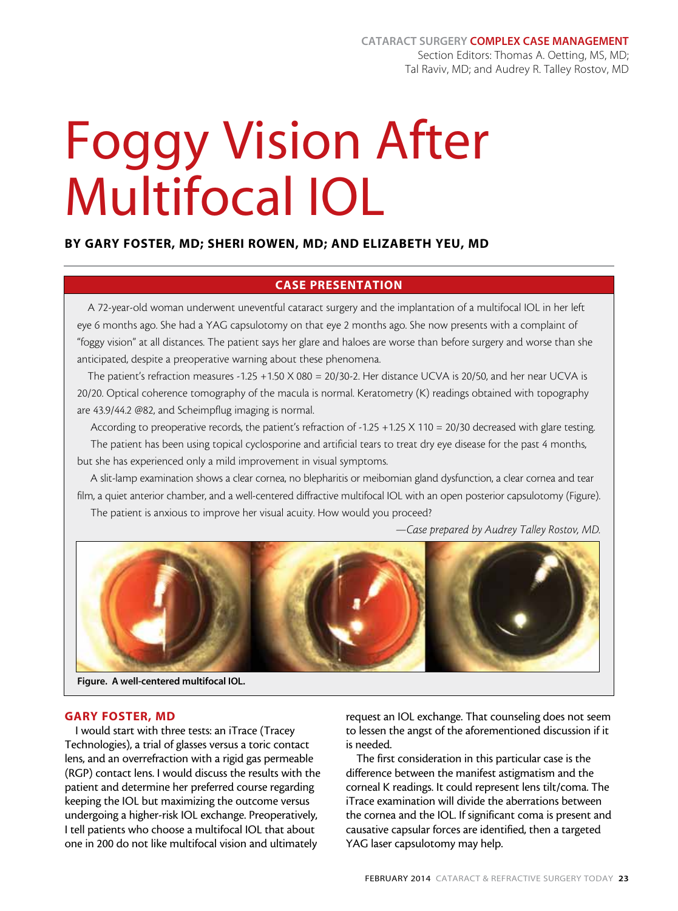CATARACT SURGERY **COMPLEX CASE MANAGEMENT**

Section Editors: Thomas A. Oetting, MS, MD; Tal Raviv, MD; and Audrey R. Talley Rostov, MD

# Foggy Vision After Multifocal IOL

**BY GARY FOSTER, MD; SHERI ROWEN, MD; AND ELIZABETH YEU, MD**

## CASE PRESENTATION

A 72-year-old woman underwent uneventful cataract surgery and the implantation of a multifocal IOL in her left eye 6 months ago. She had a YAG capsulotomy on that eye 2 months ago. She now presents with a complaint of "foggy vision" at all distances. The patient says her glare and haloes are worse than before surgery and worse than she anticipated, despite a preoperative warning about these phenomena.

The patient's refraction measures -1.25 +1.50 X 080 = 20/30-2. Her distance UCVA is 20/50, and her near UCVA is 20/20. Optical coherence tomography of the macula is normal. Keratometry (K) readings obtained with topography are 43.9/44.2 @82, and Scheimpflug imaging is normal.

According to preoperative records, the patient's refraction of -1.25 +1.25 X 110 = 20/30 decreased with glare testing.

The patient has been using topical cyclosporine and artificial tears to treat dry eye disease for the past 4 months, but she has experienced only a mild improvement in visual symptoms.

A slit-lamp examination shows a clear cornea, no blepharitis or meibomian gland dysfunction, a clear cornea and tear film, a quiet anterior chamber, and a well-centered diffractive multifocal IOL with an open posterior capsulotomy (Figure).

The patient is anxious to improve her visual acuity. How would you proceed?

*—Case prepared by Audrey Talley Rostov, MD.*

**Figure. A well-centered multifocal IOL.**

## GARY FOSTER, MD

I would start with three tests: an iTrace (Tracey Technologies), a trial of glasses versus a toric contact lens, and an overrefraction with a rigid gas permeable (RGP) contact lens. I would discuss the results with the patient and determine her preferred course regarding keeping the IOL but maximizing the outcome versus undergoing a higher-risk IOL exchange. Preoperatively, I tell patients who choose a multifocal IOL that about one in 200 do not like multifocal vision and ultimately request an IOL exchange. That counseling does not seem to lessen the angst of the aforementioned discussion if it is needed.

The first consideration in this particular case is the difference between the manifest astigmatism and the corneal K readings. It could represent lens tilt/coma. The iTrace examination will divide the aberrations between the cornea and the IOL. If significant coma is present and causative capsular forces are identified, then a targeted YAG laser capsulotomy may help.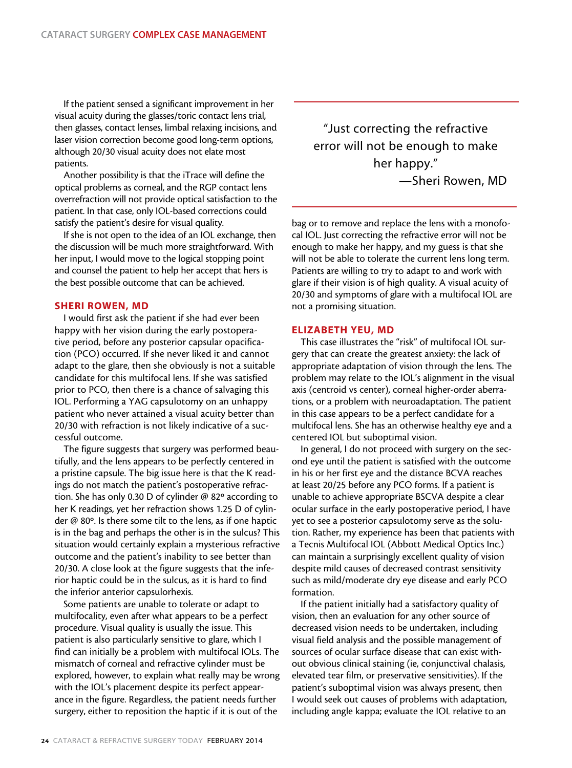If the patient sensed a significant improvement in her visual acuity during the glasses/toric contact lens trial, then glasses, contact lenses, limbal relaxing incisions, and laser vision correction become good long-term options, although 20/30 visual acuity does not elate most patients.

Another possibility is that the iTrace will define the optical problems as corneal, and the RGP contact lens overrefraction will not provide optical satisfaction to the patient. In that case, only IOL-based corrections could satisfy the patient's desire for visual quality.

If she is not open to the idea of an IOL exchange, then the discussion will be much more straightforward. With her input, I would move to the logical stopping point and counsel the patient to help her accept that hers is the best possible outcome that can be achieved.

## SHERI ROWEN, MD

I would first ask the patient if she had ever been happy with her vision during the early postoperative period, before any posterior capsular opacification (PCO) occurred. If she never liked it and cannot adapt to the glare, then she obviously is not a suitable candidate for this multifocal lens. If she was satisfied prior to PCO, then there is a chance of salvaging this IOL. Performing a YAG capsulotomy on an unhappy patient who never attained a visual acuity better than 20/30 with refraction is not likely indicative of a successful outcome.

The figure suggests that surgery was performed beautifully, and the lens appears to be perfectly centered in a pristine capsule. The big issue here is that the K readings do not match the patient's postoperative refraction. She has only 0.30 D of cylinder @ 82º according to her K readings, yet her refraction shows 1.25 D of cylinder @ 80º. Is there some tilt to the lens, as if one haptic is in the bag and perhaps the other is in the sulcus? This situation would certainly explain a mysterious refractive outcome and the patient's inability to see better than 20/30. A close look at the figure suggests that the inferior haptic could be in the sulcus, as it is hard to find the inferior anterior capsulorhexis.

Some patients are unable to tolerate or adapt to multifocality, even after what appears to be a perfect procedure. Visual quality is usually the issue. This patient is also particularly sensitive to glare, which I find can initially be a problem with multifocal IOLs. The mismatch of corneal and refractive cylinder must be explored, however, to explain what really may be wrong with the IOL's placement despite its perfect appearance in the figure. Regardless, the patient needs further surgery, either to reposition the haptic if it is out of the bag or to remove and replace the lens with a monofocal IOL. Just correcting the refractive error will not be enough to make her happy, and my guess is that she will not be able to tolerate the current lens long term. Patients are willing to try to adapt to and work with glare if their vision is of high quality. A visual acuity of 20/30 and symptoms of glare with a multifocal IOL are not a promising situation.

> "Just correcting the refractive error will not be enough to make her happy."
> —Sheri Rowen, MD

## ELIZABETH YEU, MD

This case illustrates the "risk" of multifocal IOL surgery that can create the greatest anxiety: the lack of appropriate adaptation of vision through the lens. The problem may relate to the IOL's alignment in the visual axis (centroid vs center), corneal higher-order aberrations, or a problem with neuroadaptation. The patient in this case appears to be a perfect candidate for a multifocal lens. She has an otherwise healthy eye and a centered IOL but suboptimal vision.

In general, I do not proceed with surgery on the second eye until the patient is satisfied with the outcome in his or her first eye and the distance BCVA reaches at least 20/25 before any PCO forms. If a patient is unable to achieve appropriate BSCVA despite a clear ocular surface in the early postoperative period, I have yet to see a posterior capsulotomy serve as the solution. Rather, my experience has been that patients with a Tecnis Multifocal IOL (Abbott Medical Optics Inc.) can maintain a surprisingly excellent quality of vision despite mild causes of decreased contrast sensitivity such as mild/moderate dry eye disease and early PCO formation.

If the patient initially had a satisfactory quality of vision, then an evaluation for any other source of decreased vision needs to be undertaken, including visual field analysis and the possible management of sources of ocular surface disease that can exist without obvious clinical staining (ie, conjunctival chalasis, elevated tear film, or preservative sensitivities). If the patient's suboptimal vision was always present, then I would seek out causes of problems with adaptation, including angle kappa; evaluate the IOL relative to an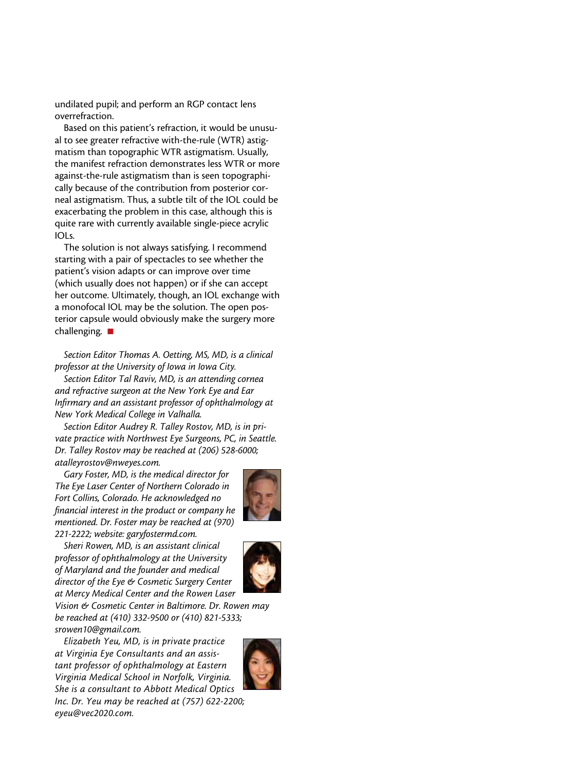undilated pupil; and perform an RGP contact lens overrefraction.

Based on this patient's refraction, it would be unusual to see greater refractive with-the-rule (WTR) astigmatism than topographic WTR astigmatism. Usually, the manifest refraction demonstrates less WTR or more against-the-rule astigmatism than is seen topographically because of the contribution from posterior corneal astigmatism. Thus, a subtle tilt of the IOL could be exacerbating the problem in this case, although this is quite rare with currently available single-piece acrylic IOLs.

The solution is not always satisfying. I recommend starting with a pair of spectacles to see whether the patient's vision adapts or can improve over time (which usually does not happen) or if she can accept her outcome. Ultimately, though, an IOL exchange with a monofocal IOL may be the solution. The open posterior capsule would obviously make the surgery more challenging. ■

*Section Editor Thomas A. Oetting, MS, MD, is a clinical professor at the University of Iowa in Iowa City.*

*Section Editor Tal Raviv, MD, is an attending cornea and refractive surgeon at the New York Eye and Ear Infirmary and an assistant professor of ophthalmology at New York Medical College in Valhalla.*

*Section Editor Audrey R. Talley Rostov, MD, is in private practice with Northwest Eye Surgeons, PC, in Seattle. Dr. Talley Rostov may be reached at (206) 528-6000; atalleyrostov@nweyes.com.*

*Gary Foster, MD, is the medical director for The Eye Laser Center of Northern Colorado in Fort Collins, Colorado. He acknowledged no financial interest in the product or company he mentioned. Dr. Foster may be reached at (970) 221-2222; website: garyfostermd.com.*

*Sheri Rowen, MD, is an assistant clinical professor of ophthalmology at the University of Maryland and the founder and medical director of the Eye & Cosmetic Surgery Center at Mercy Medical Center and the Rowen Laser Vision & Cosmetic Center in Baltimore. Dr. Rowen may be reached at (410) 332-9500 or (410) 821-5333; srowen10@gmail.com.*

*Elizabeth Yeu, MD, is in private practice at Virginia Eye Consultants and an assistant professor of ophthalmology at Eastern Virginia Medical School in Norfolk, Virginia. She is a consultant to Abbott Medical Optics Inc. Dr. Yeu may be reached at (757) 622-2200; eyeu@vec2020.com.*